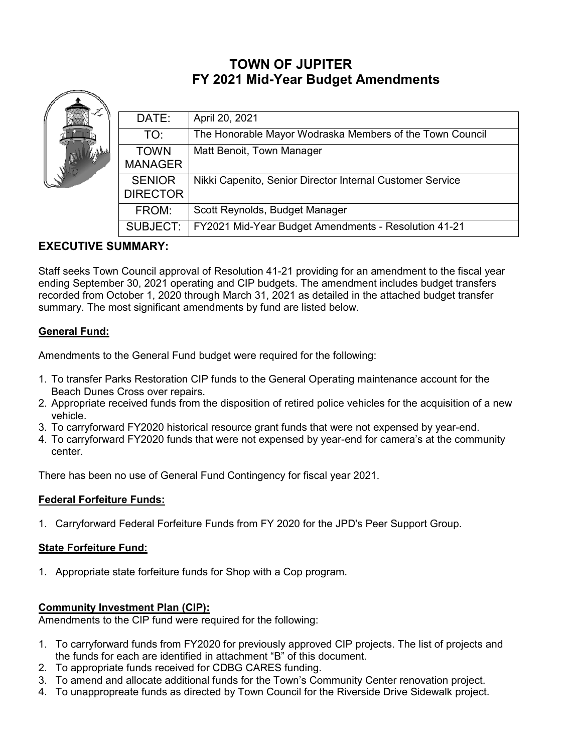# TOWN OF JUPITER
## FY 2021 Mid-Year Budget Amendments

| | |
|---|---|
| DATE: | April 20, 2021 |
| TO: | The Honorable Mayor Wodraska Members of the Town Council |
| TOWN MANAGER | Matt Benoit, Town Manager |
| SENIOR DIRECTOR | Nikki Capenito, Senior Director Internal Customer Service |
| FROM: | Scott Reynolds, Budget Manager |
| SUBJECT: | FY2021 Mid-Year Budget Amendments - Resolution 41-21 |

### EXECUTIVE SUMMARY:

Staff seeks Town Council approval of Resolution 41-21 providing for an amendment to the fiscal year ending September 30, 2021 operating and CIP budgets. The amendment includes budget transfers recorded from October 1, 2020 through March 31, 2021 as detailed in the attached budget transfer summary. The most significant amendments by fund are listed below.

**General Fund:**

Amendments to the General Fund budget were required for the following:

1. To transfer Parks Restoration CIP funds to the General Operating maintenance account for the Beach Dunes Cross over repairs.
2. Appropriate received funds from the disposition of retired police vehicles for the acquisition of a new vehicle.
3. To carryforward FY2020 historical resource grant funds that were not expensed by year-end.
4. To carryforward FY2020 funds that were not expensed by year-end for camera's at the community center.

There has been no use of General Fund Contingency for fiscal year 2021.

**Federal Forfeiture Funds:**

1. Carryforward Federal Forfeiture Funds from FY 2020 for the JPD's Peer Support Group.

**State Forfeiture Fund:**

1. Appropriate state forfeiture funds for Shop with a Cop program.

**Community Investment Plan (CIP):**

Amendments to the CIP fund were required for the following:

1. To carryforward funds from FY2020 for previously approved CIP projects. The list of projects and the funds for each are identified in attachment "B" of this document.
2. To appropriate funds received for CDBG CARES funding.
3. To amend and allocate additional funds for the Town's Community Center renovation project.
4. To unappropreate funds as directed by Town Council for the Riverside Drive Sidewalk project.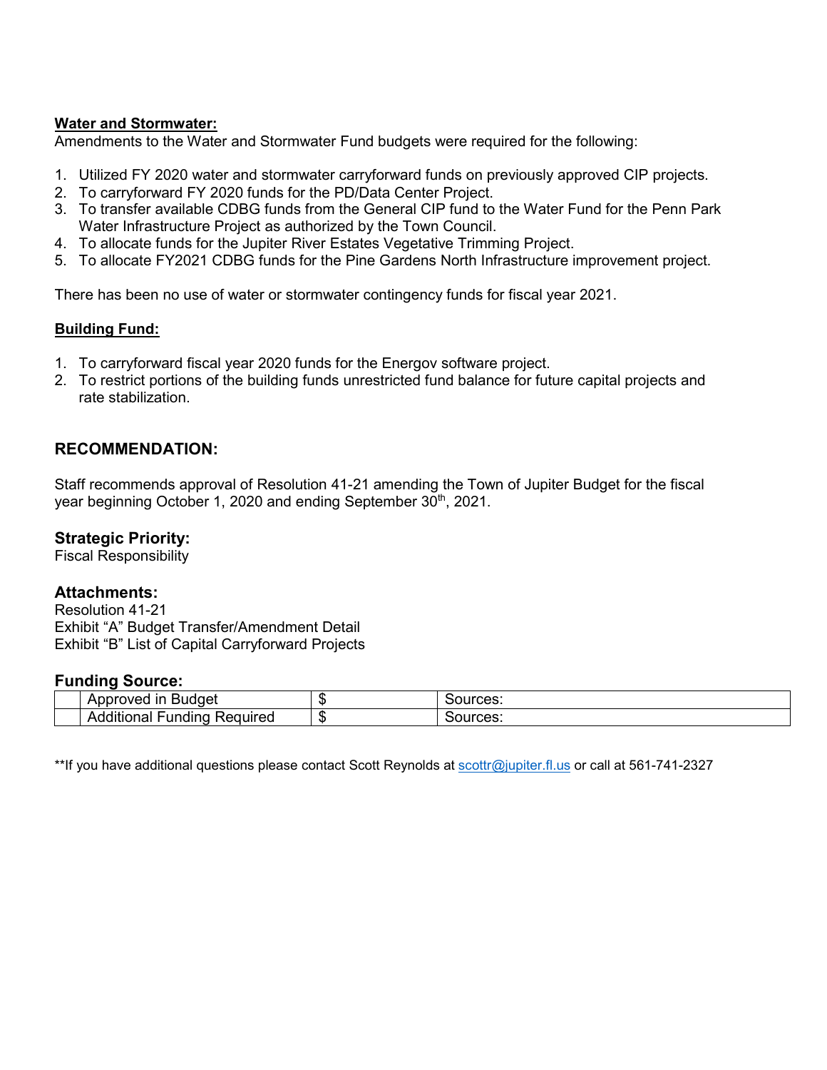**Water and Stormwater:**
Amendments to the Water and Stormwater Fund budgets were required for the following:

1. Utilized FY 2020 water and stormwater carryforward funds on previously approved CIP projects.
2. To carryforward FY 2020 funds for the PD/Data Center Project.
3. To transfer available CDBG funds from the General CIP fund to the Water Fund for the Penn Park Water Infrastructure Project as authorized by the Town Council.
4. To allocate funds for the Jupiter River Estates Vegetative Trimming Project.
5. To allocate FY2021 CDBG funds for the Pine Gardens North Infrastructure improvement project.

There has been no use of water or stormwater contingency funds for fiscal year 2021.

**Building Fund:**

1. To carryforward fiscal year 2020 funds for the Energov software project.
2. To restrict portions of the building funds unrestricted fund balance for future capital projects and rate stabilization.

## RECOMMENDATION:

Staff recommends approval of Resolution 41-21 amending the Town of Jupiter Budget for the fiscal year beginning October 1, 2020 and ending September 30th, 2021.

### Strategic Priority:
Fiscal Responsibility

### Attachments:
Resolution 41-21
Exhibit "A" Budget Transfer/Amendment Detail
Exhibit "B" List of Capital Carryforward Projects

### Funding Source:

| | | | |
|---|---|---|---|
| | Approved in Budget | $ | Sources: |
| | Additional Funding Required | $ | Sources: |

**If you have additional questions please contact Scott Reynolds at scottr@jupiter.fl.us or call at 561-741-2327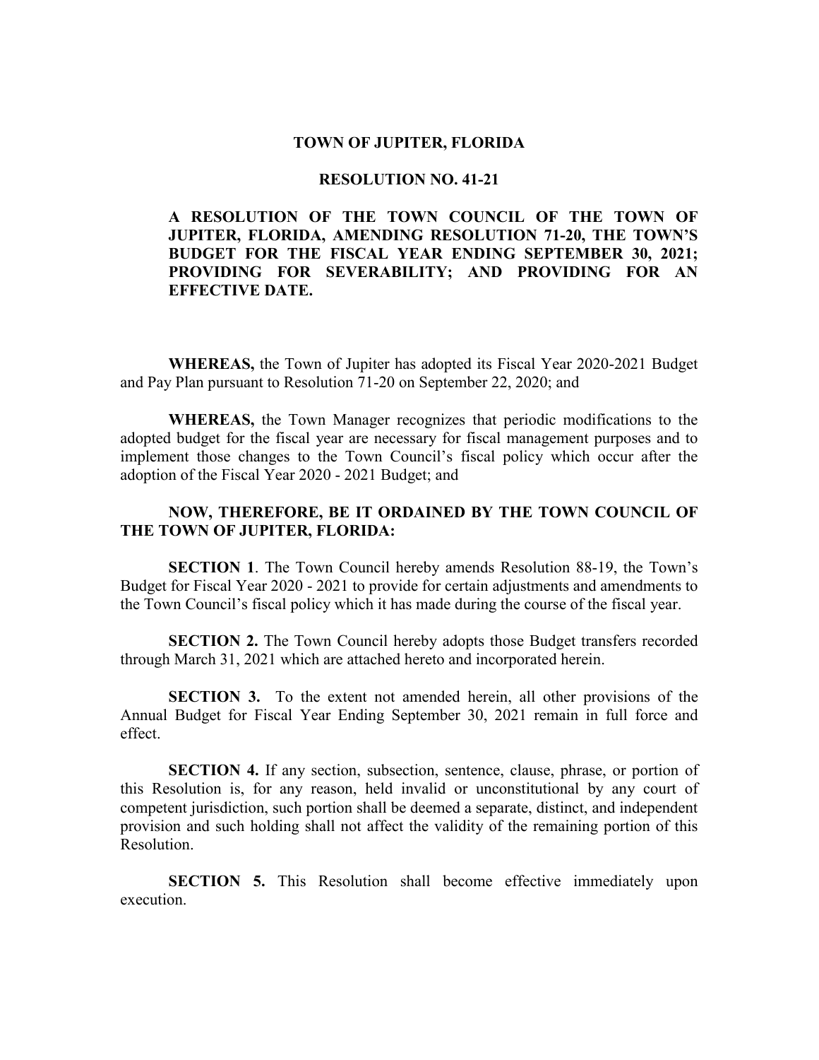**TOWN OF JUPITER, FLORIDA**

**RESOLUTION NO. 41-21**

**A RESOLUTION OF THE TOWN COUNCIL OF THE TOWN OF JUPITER, FLORIDA, AMENDING RESOLUTION 71-20, THE TOWN'S BUDGET FOR THE FISCAL YEAR ENDING SEPTEMBER 30, 2021; PROVIDING FOR SEVERABILITY; AND PROVIDING FOR AN EFFECTIVE DATE.**

**WHEREAS,** the Town of Jupiter has adopted its Fiscal Year 2020-2021 Budget and Pay Plan pursuant to Resolution 71-20 on September 22, 2020; and

**WHEREAS,** the Town Manager recognizes that periodic modifications to the adopted budget for the fiscal year are necessary for fiscal management purposes and to implement those changes to the Town Council's fiscal policy which occur after the adoption of the Fiscal Year 2020 - 2021 Budget; and

**NOW, THEREFORE, BE IT ORDAINED BY THE TOWN COUNCIL OF THE TOWN OF JUPITER, FLORIDA:**

**SECTION 1**. The Town Council hereby amends Resolution 88-19, the Town's Budget for Fiscal Year 2020 - 2021 to provide for certain adjustments and amendments to the Town Council's fiscal policy which it has made during the course of the fiscal year.

**SECTION 2.** The Town Council hereby adopts those Budget transfers recorded through March 31, 2021 which are attached hereto and incorporated herein.

**SECTION 3.** To the extent not amended herein, all other provisions of the Annual Budget for Fiscal Year Ending September 30, 2021 remain in full force and effect.

**SECTION 4.** If any section, subsection, sentence, clause, phrase, or portion of this Resolution is, for any reason, held invalid or unconstitutional by any court of competent jurisdiction, such portion shall be deemed a separate, distinct, and independent provision and such holding shall not affect the validity of the remaining portion of this Resolution.

**SECTION 5.** This Resolution shall become effective immediately upon execution.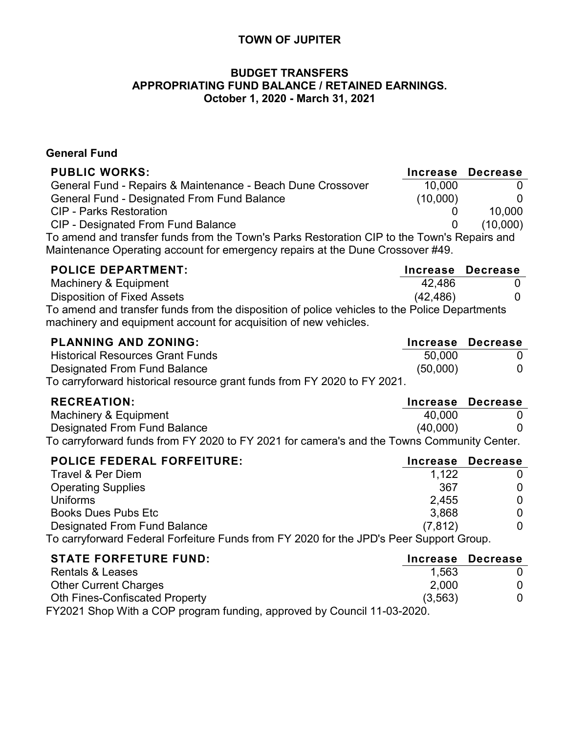# TOWN OF JUPITER

## BUDGET TRANSFERS
## APPROPRIATING FUND BALANCE / RETAINED EARNINGS.
## October 1, 2020 - March 31, 2021

### General Fund

| PUBLIC WORKS: | Increase | Decrease |
|---|---|---|
| General Fund - Repairs & Maintenance - Beach Dune Crossover | 10,000 | 0 |
| General Fund - Designated From Fund Balance | (10,000) | 0 |
| CIP - Parks Restoration | 0 | 10,000 |
| CIP - Designated From Fund Balance | 0 | (10,000) |

To amend and transfer funds from the Town's Parks Restoration CIP to the Town's Repairs and Maintenance Operating account for emergency repairs at the Dune Crossover #49.

| POLICE DEPARTMENT: | Increase | Decrease |
|---|---|---|
| Machinery & Equipment | 42,486 | 0 |
| Disposition of Fixed Assets | (42,486) | 0 |

To amend and transfer funds from the disposition of police vehicles to the Police Departments machinery and equipment account for acquisition of new vehicles.

| PLANNING AND ZONING: | Increase | Decrease |
|---|---|---|
| Historical Resources Grant Funds | 50,000 | 0 |
| Designated From Fund Balance | (50,000) | 0 |

To carryforward historical resource grant funds from FY 2020 to FY 2021.

| RECREATION: | Increase | Decrease |
|---|---|---|
| Machinery & Equipment | 40,000 | 0 |
| Designated From Fund Balance | (40,000) | 0 |

To carryforward funds from FY 2020 to FY 2021 for camera's and the Towns Community Center.

| POLICE FEDERAL FORFEITURE: | Increase | Decrease |
|---|---|---|
| Travel & Per Diem | 1,122 | 0 |
| Operating Supplies | 367 | 0 |
| Uniforms | 2,455 | 0 |
| Books Dues Pubs Etc | 3,868 | 0 |
| Designated From Fund Balance | (7,812) | 0 |

To carryforward Federal Forfeiture Funds from FY 2020 for the JPD's Peer Support Group.

| STATE FORFETURE FUND: | Increase | Decrease |
|---|---|---|
| Rentals & Leases | 1,563 | 0 |
| Other Current Charges | 2,000 | 0 |
| Oth Fines-Confiscated Property | (3,563) | 0 |

FY2021 Shop With a COP program funding, approved by Council 11-03-2020.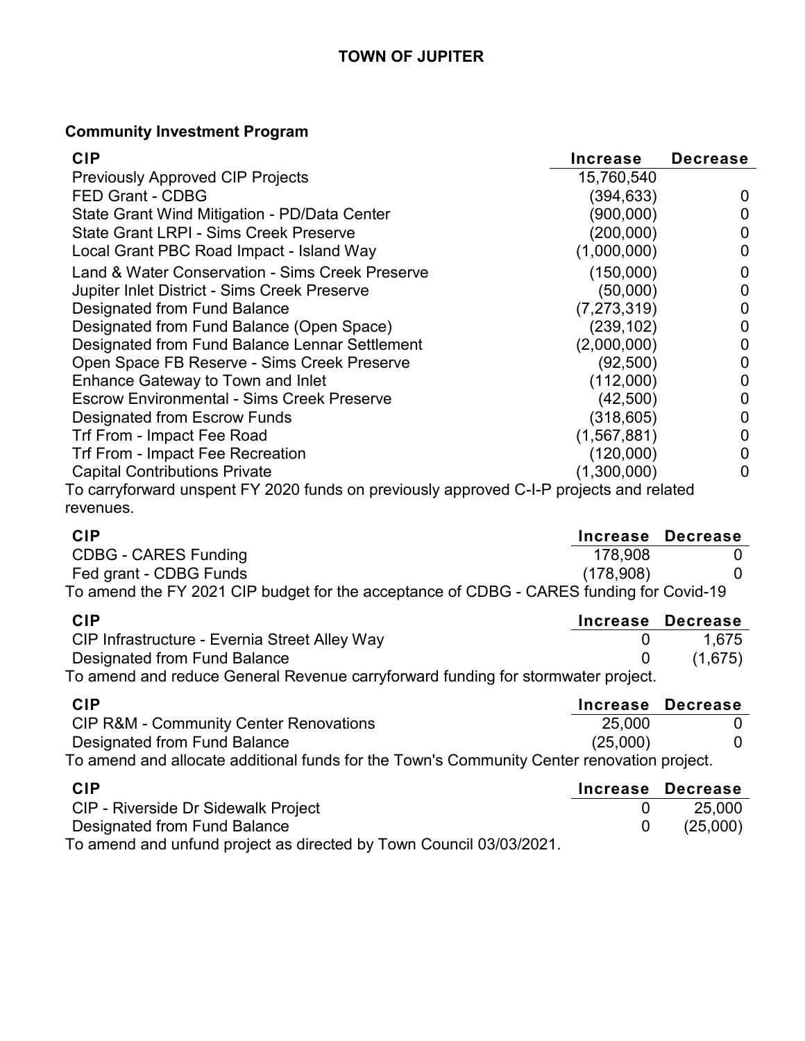**TOWN OF JUPITER**

**Community Investment Program**

| CIP | Increase | Decrease |
|---|---|---|
| Previously Approved CIP Projects | 15,760,540 | |
| FED Grant - CDBG | (394,633) | 0 |
| State Grant Wind Mitigation - PD/Data Center | (900,000) | 0 |
| State Grant LRPI - Sims Creek Preserve | (200,000) | 0 |
| Local Grant PBC Road Impact - Island Way | (1,000,000) | 0 |
| Land & Water Conservation - Sims Creek Preserve | (150,000) | 0 |
| Jupiter Inlet District - Sims Creek Preserve | (50,000) | 0 |
| Designated from Fund Balance | (7,273,319) | 0 |
| Designated from Fund Balance (Open Space) | (239,102) | 0 |
| Designated from Fund Balance Lennar Settlement | (2,000,000) | 0 |
| Open Space FB Reserve - Sims Creek Preserve | (92,500) | 0 |
| Enhance Gateway to Town and Inlet | (112,000) | 0 |
| Escrow Environmental - Sims Creek Preserve | (42,500) | 0 |
| Designated from Escrow Funds | (318,605) | 0 |
| Trf From - Impact Fee Road | (1,567,881) | 0 |
| Trf From - Impact Fee Recreation | (120,000) | 0 |
| Capital Contributions Private | (1,300,000) | 0 |

To carryforward unspent FY 2020 funds on previously approved C-I-P projects and related revenues.

| CIP | Increase | Decrease |
|---|---|---|
| CDBG - CARES Funding | 178,908 | 0 |
| Fed grant - CDBG Funds | (178,908) | 0 |

To amend the FY 2021 CIP budget for the acceptance of CDBG - CARES funding for Covid-19

| CIP | Increase | Decrease |
|---|---|---|
| CIP Infrastructure - Evernia Street Alley Way | 0 | 1,675 |
| Designated from Fund Balance | 0 | (1,675) |

To amend and reduce General Revenue carryforward funding for stormwater project.

| CIP | Increase | Decrease |
|---|---|---|
| CIP R&M - Community Center Renovations | 25,000 | 0 |
| Designated from Fund Balance | (25,000) | 0 |

To amend and allocate additional funds for the Town's Community Center renovation project.

| CIP | Increase | Decrease |
|---|---|---|
| CIP - Riverside Dr Sidewalk Project | 0 | 25,000 |
| Designated from Fund Balance | 0 | (25,000) |

To amend and unfund project as directed by Town Council 03/03/2021.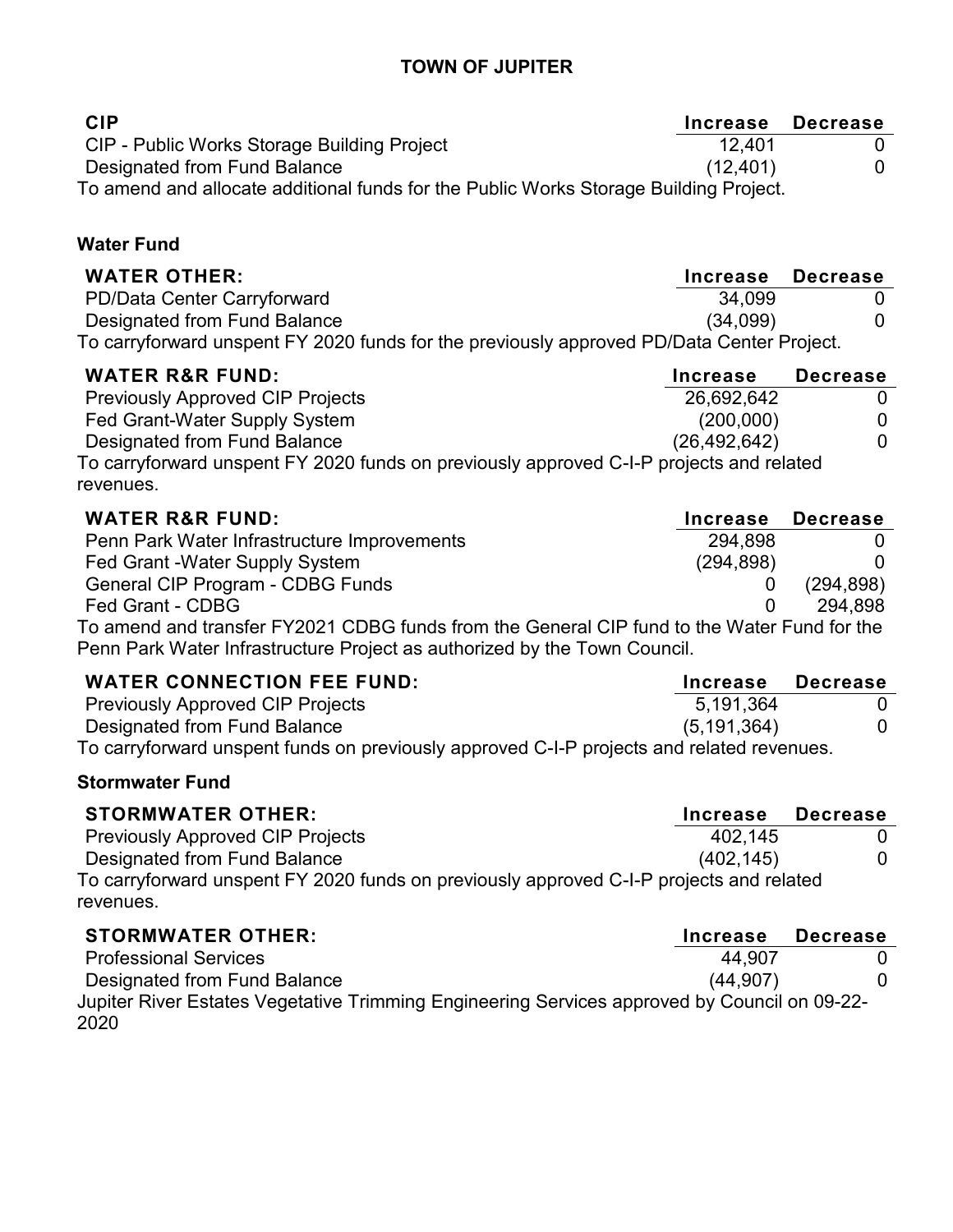**TOWN OF JUPITER**

| CIP | Increase | Decrease |
|---|---|---|
| CIP - Public Works Storage Building Project | 12,401 | 0 |
| Designated from Fund Balance | (12,401) | 0 |

To amend and allocate additional funds for the Public Works Storage Building Project.

**Water Fund**

| WATER OTHER: | Increase | Decrease |
|---|---|---|
| PD/Data Center Carryforward | 34,099 | 0 |
| Designated from Fund Balance | (34,099) | 0 |

To carryforward unspent FY 2020 funds for the previously approved PD/Data Center Project.

| WATER R&R FUND: | Increase | Decrease |
|---|---|---|
| Previously Approved CIP Projects | 26,692,642 | 0 |
| Fed Grant-Water Supply System | (200,000) | 0 |
| Designated from Fund Balance | (26,492,642) | 0 |

To carryforward unspent FY 2020 funds on previously approved C-I-P projects and related revenues.

| WATER R&R FUND: | Increase | Decrease |
|---|---|---|
| Penn Park Water Infrastructure Improvements | 294,898 | 0 |
| Fed Grant -Water Supply System | (294,898) | 0 |
| General CIP Program - CDBG Funds | 0 | (294,898) |
| Fed Grant - CDBG | 0 | 294,898 |

To amend and transfer FY2021 CDBG funds from the General CIP fund to the Water Fund for the Penn Park Water Infrastructure Project as authorized by the Town Council.

| WATER CONNECTION FEE FUND: | Increase | Decrease |
|---|---|---|
| Previously Approved CIP Projects | 5,191,364 | 0 |
| Designated from Fund Balance | (5,191,364) | 0 |

To carryforward unspent funds on previously approved C-I-P projects and related revenues.

**Stormwater Fund**

| STORMWATER OTHER: | Increase | Decrease |
|---|---|---|
| Previously Approved CIP Projects | 402,145 | 0 |
| Designated from Fund Balance | (402,145) | 0 |

To carryforward unspent FY 2020 funds on previously approved C-I-P projects and related revenues.

| STORMWATER OTHER: | Increase | Decrease |
|---|---|---|
| Professional Services | 44,907 | 0 |
| Designated from Fund Balance | (44,907) | 0 |

Jupiter River Estates Vegetative Trimming Engineering Services approved by Council on 09-22-2020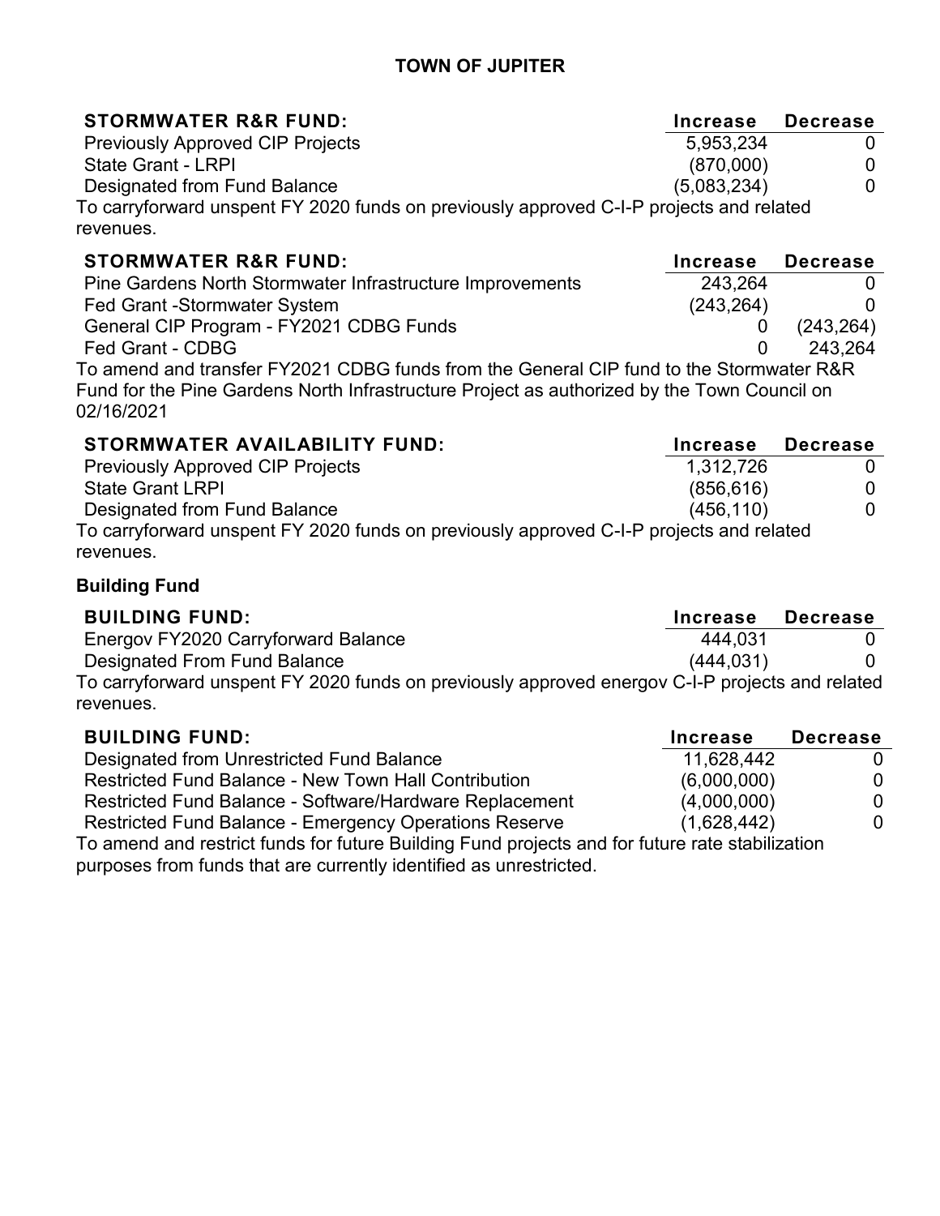**TOWN OF JUPITER**

| STORMWATER R&R FUND: | Increase | Decrease |
|---|---|---|
| Previously Approved CIP Projects | 5,953,234 | 0 |
| State Grant - LRPI | (870,000) | 0 |
| Designated from Fund Balance | (5,083,234) | 0 |

To carryforward unspent FY 2020 funds on previously approved C-I-P projects and related revenues.

| STORMWATER R&R FUND: | Increase | Decrease |
|---|---|---|
| Pine Gardens North Stormwater Infrastructure Improvements | 243,264 | 0 |
| Fed Grant -Stormwater System | (243,264) | 0 |
| General CIP Program - FY2021 CDBG Funds | 0 | (243,264) |
| Fed Grant - CDBG | 0 | 243,264 |

To amend and transfer FY2021 CDBG funds from the General CIP fund to the Stormwater R&R Fund for the Pine Gardens North Infrastructure Project as authorized by the Town Council on 02/16/2021

| STORMWATER AVAILABILITY FUND: | Increase | Decrease |
|---|---|---|
| Previously Approved CIP Projects | 1,312,726 | 0 |
| State Grant LRPI | (856,616) | 0 |
| Designated from Fund Balance | (456,110) | 0 |

To carryforward unspent FY 2020 funds on previously approved C-I-P projects and related revenues.

**Building Fund**

| BUILDING FUND: | Increase | Decrease |
|---|---|---|
| Energov FY2020 Carryforward Balance | 444,031 | 0 |
| Designated From Fund Balance | (444,031) | 0 |

To carryforward unspent FY 2020 funds on previously approved energov C-I-P projects and related revenues.

| BUILDING FUND: | Increase | Decrease |
|---|---|---|
| Designated from Unrestricted Fund Balance | 11,628,442 | 0 |
| Restricted Fund Balance - New Town Hall Contribution | (6,000,000) | 0 |
| Restricted Fund Balance - Software/Hardware Replacement | (4,000,000) | 0 |
| Restricted Fund Balance - Emergency Operations Reserve | (1,628,442) | 0 |

To amend and restrict funds for future Building Fund projects and for future rate stabilization purposes from funds that are currently identified as unrestricted.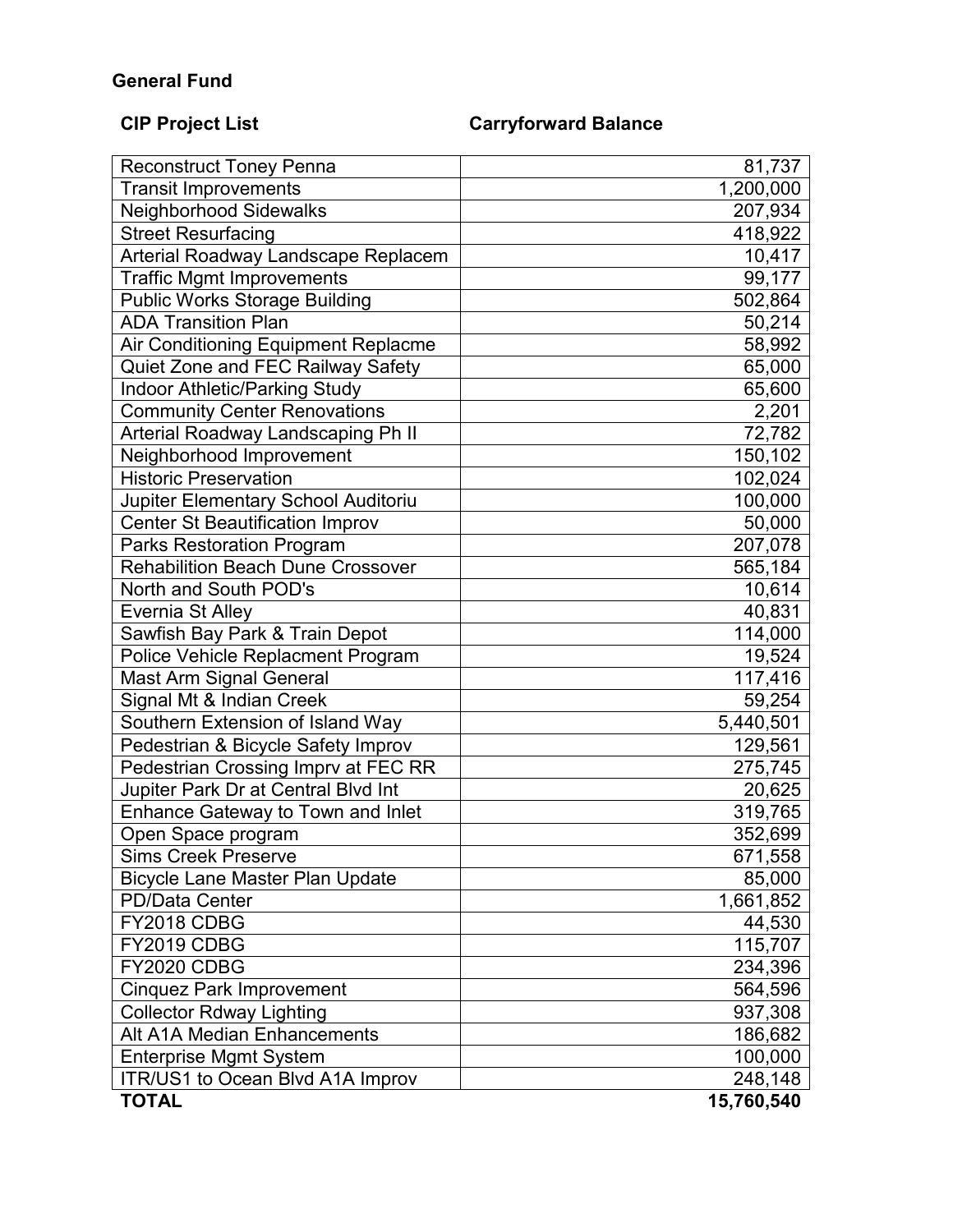**General Fund**

| CIP Project List | Carryforward Balance |
|---|---:|
| Reconstruct Toney Penna | 81,737 |
| Transit Improvements | 1,200,000 |
| Neighborhood Sidewalks | 207,934 |
| Street Resurfacing | 418,922 |
| Arterial Roadway Landscape Replacem | 10,417 |
| Traffic Mgmt Improvements | 99,177 |
| Public Works Storage Building | 502,864 |
| ADA Transition Plan | 50,214 |
| Air Conditioning Equipment Replacme | 58,992 |
| Quiet Zone and FEC Railway Safety | 65,000 |
| Indoor Athletic/Parking Study | 65,600 |
| Community Center Renovations | 2,201 |
| Arterial Roadway Landscaping Ph II | 72,782 |
| Neighborhood Improvement | 150,102 |
| Historic Preservation | 102,024 |
| Jupiter Elementary School Auditoriu | 100,000 |
| Center St Beautification Improv | 50,000 |
| Parks Restoration Program | 207,078 |
| Rehabilition Beach Dune Crossover | 565,184 |
| North and South POD's | 10,614 |
| Evernia St Alley | 40,831 |
| Sawfish Bay Park & Train Depot | 114,000 |
| Police Vehicle Replacment Program | 19,524 |
| Mast Arm Signal General | 117,416 |
| Signal Mt & Indian Creek | 59,254 |
| Southern Extension of Island Way | 5,440,501 |
| Pedestrian & Bicycle Safety Improv | 129,561 |
| Pedestrian Crossing Imprv at FEC RR | 275,745 |
| Jupiter Park Dr at Central Blvd Int | 20,625 |
| Enhance Gateway to Town and Inlet | 319,765 |
| Open Space program | 352,699 |
| Sims Creek Preserve | 671,558 |
| Bicycle Lane Master Plan Update | 85,000 |
| PD/Data Center | 1,661,852 |
| FY2018 CDBG | 44,530 |
| FY2019 CDBG | 115,707 |
| FY2020 CDBG | 234,396 |
| Cinquez Park Improvement | 564,596 |
| Collector Rdway Lighting | 937,308 |
| Alt A1A Median Enhancements | 186,682 |
| Enterprise Mgmt System | 100,000 |
| ITR/US1 to Ocean Blvd A1A Improv | 248,148 |
| **TOTAL** | **15,760,540** |